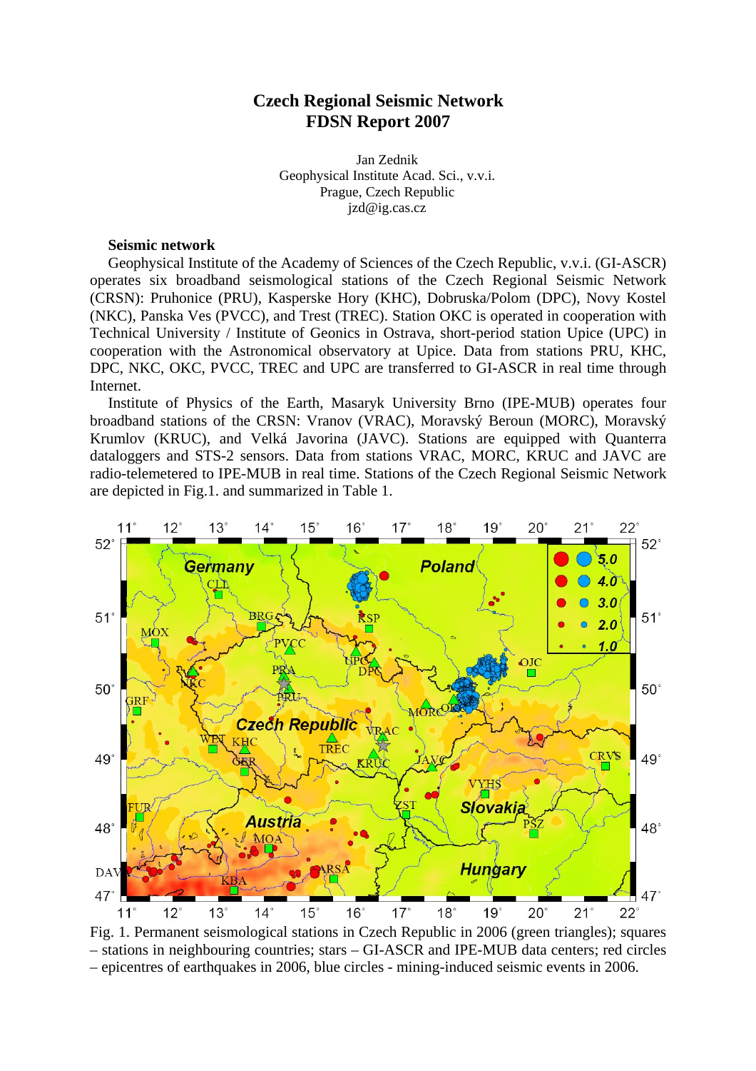# Czech Regional Seismic Network
# FDSN Report 2007

Jan Zednik
Geophysical Institute Acad. Sci., v.v.i.
Prague, Czech Republic
jzd@ig.cas.cz

## Seismic network

Geophysical Institute of the Academy of Sciences of the Czech Republic, v.v.i. (GI-ASCR) operates six broadband seismological stations of the Czech Regional Seismic Network (CRSN): Pruhonice (PRU), Kasperske Hory (KHC), Dobruska/Polom (DPC), Novy Kostel (NKC), Panska Ves (PVCC), and Trest (TREC). Station OKC is operated in cooperation with Technical University / Institute of Geonics in Ostrava, short-period station Upice (UPC) in cooperation with the Astronomical observatory at Upice. Data from stations PRU, KHC, DPC, NKC, OKC, PVCC, TREC and UPC are transferred to GI-ASCR in real time through Internet.

Institute of Physics of the Earth, Masaryk University Brno (IPE-MUB) operates four broadband stations of the CRSN: Vranov (VRAC), Moravský Beroun (MORC), Moravský Krumlov (KRUC), and Velká Javorina (JAVC). Stations are equipped with Quanterra dataloggers and STS-2 sensors. Data from stations VRAC, MORC, KRUC and JAVC are radio-telemetered to IPE-MUB in real time. Stations of the Czech Regional Seismic Network are depicted in Fig.1. and summarized in Table 1.

Fig. 1. Permanent seismological stations in Czech Republic in 2006 (green triangles); squares – stations in neighbouring countries; stars – GI-ASCR and IPE-MUB data centers; red circles – epicentres of earthquakes in 2006, blue circles - mining-induced seismic events in 2006.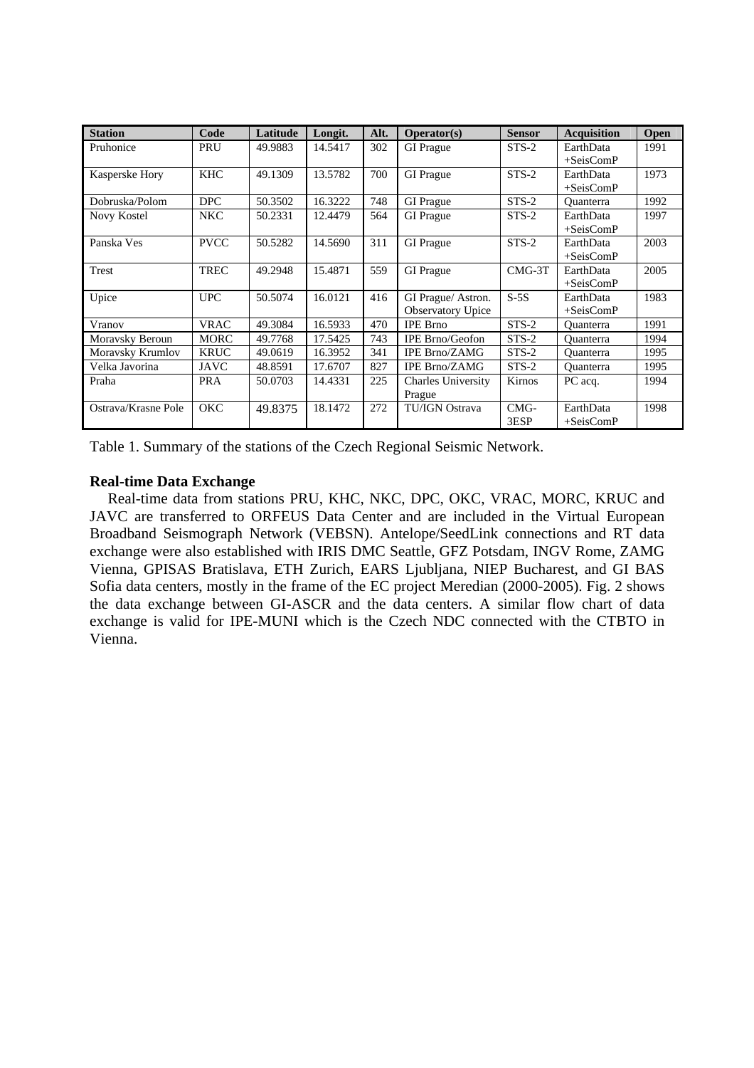| Station | Code | Latitude | Longit. | Alt. | Operator(s) | Sensor | Acquisition | Open |
|---|---|---|---|---|---|---|---|---|
| Pruhonice | PRU | 49.9883 | 14.5417 | 302 | GI Prague | STS-2 | EarthData +SeisComP | 1991 |
| Kasperske Hory | KHC | 49.1309 | 13.5782 | 700 | GI Prague | STS-2 | EarthData +SeisComP | 1973 |
| Dobruska/Polom | DPC | 50.3502 | 16.3222 | 748 | GI Prague | STS-2 | Quanterra | 1992 |
| Novy Kostel | NKC | 50.2331 | 12.4479 | 564 | GI Prague | STS-2 | EarthData +SeisComP | 1997 |
| Panska Ves | PVCC | 50.5282 | 14.5690 | 311 | GI Prague | STS-2 | EarthData +SeisComP | 2003 |
| Trest | TREC | 49.2948 | 15.4871 | 559 | GI Prague | CMG-3T | EarthData +SeisComP | 2005 |
| Upice | UPC | 50.5074 | 16.0121 | 416 | GI Prague/ Astron. Observatory Upice | S-5S | EarthData +SeisComP | 1983 |
| Vranov | VRAC | 49.3084 | 16.5933 | 470 | IPE Brno | STS-2 | Quanterra | 1991 |
| Moravsky Beroun | MORC | 49.7768 | 17.5425 | 743 | IPE Brno/Geofon | STS-2 | Quanterra | 1994 |
| Moravsky Krumlov | KRUC | 49.0619 | 16.3952 | 341 | IPE Brno/ZAMG | STS-2 | Quanterra | 1995 |
| Velka Javorina | JAVC | 48.8591 | 17.6707 | 827 | IPE Brno/ZAMG | STS-2 | Quanterra | 1995 |
| Praha | PRA | 50.0703 | 14.4331 | 225 | Charles University Prague | Kirnos | PC acq. | 1994 |
| Ostrava/Krasne Pole | OKC | 49.8375 | 18.1472 | 272 | TU/IGN Ostrava | CMG-3ESP | EarthData +SeisComP | 1998 |

Table 1. Summary of the stations of the Czech Regional Seismic Network.

**Real-time Data Exchange**

Real-time data from stations PRU, KHC, NKC, DPC, OKC, VRAC, MORC, KRUC and JAVC are transferred to ORFEUS Data Center and are included in the Virtual European Broadband Seismograph Network (VEBSN). Antelope/SeedLink connections and RT data exchange were also established with IRIS DMC Seattle, GFZ Potsdam, INGV Rome, ZAMG Vienna, GPISAS Bratislava, ETH Zurich, EARS Ljubljana, NIEP Bucharest, and GI BAS Sofia data centers, mostly in the frame of the EC project Meredian (2000-2005). Fig. 2 shows the data exchange between GI-ASCR and the data centers. A similar flow chart of data exchange is valid for IPE-MUNI which is the Czech NDC connected with the CTBTO in Vienna.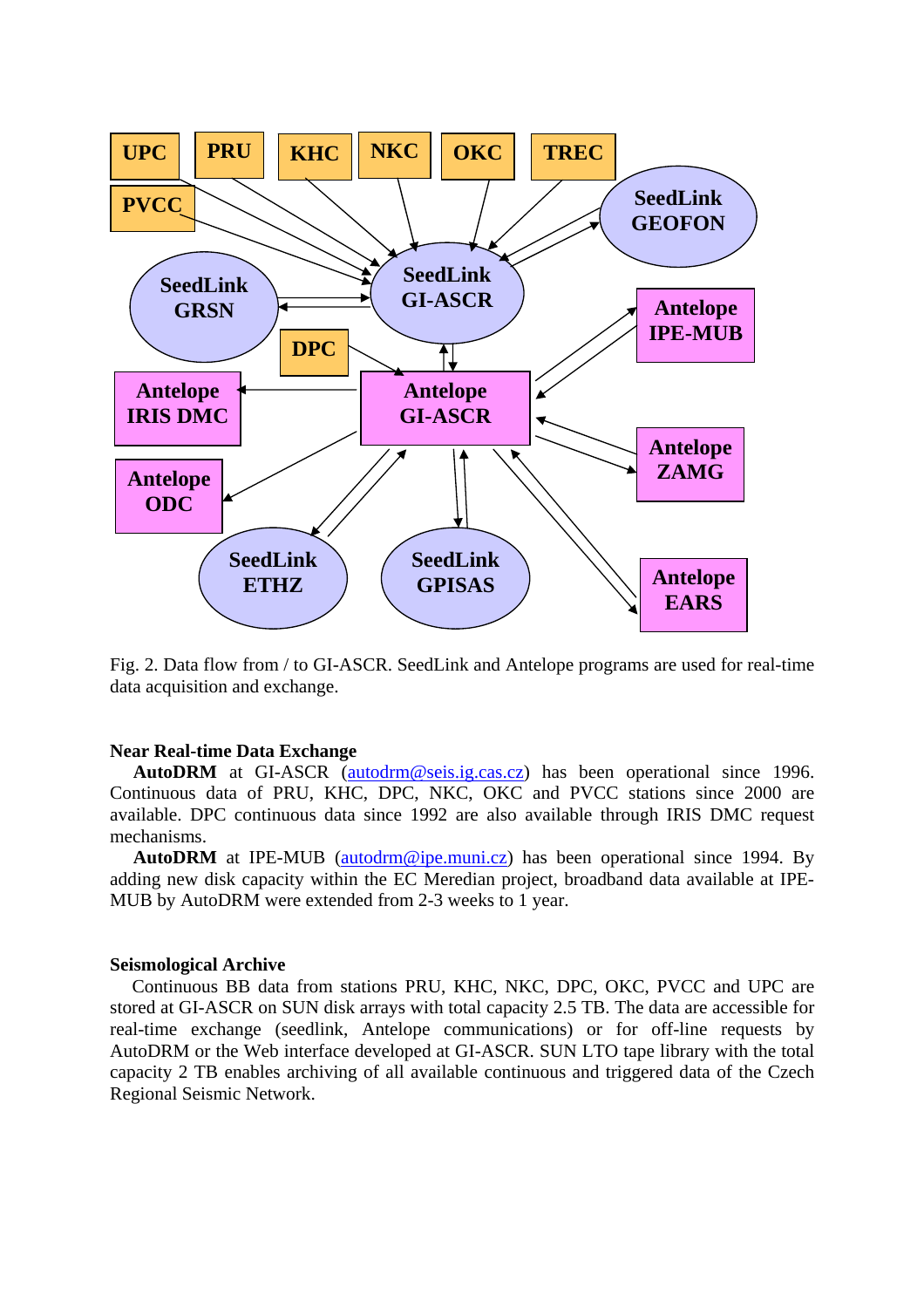UPC
PRU
KHC
NKC
OKC
TREC
PVCC
SeedLink GEOFON
SeedLink GRSN
SeedLink GI-ASCR
DPC
Antelope IPE-MUB
Antelope IRIS DMC
Antelope GI-ASCR
Antelope ZAMG
Antelope ODC
SeedLink ETHZ
SeedLink GPISAS
Antelope EARS

Fig. 2. Data flow from / to GI-ASCR. SeedLink and Antelope programs are used for real-time data acquisition and exchange.

## Near Real-time Data Exchange

**AutoDRM** at GI-ASCR (autodrm@seis.ig.cas.cz) has been operational since 1996. Continuous data of PRU, KHC, DPC, NKC, OKC and PVCC stations since 2000 are available. DPC continuous data since 1992 are also available through IRIS DMC request mechanisms.

**AutoDRM** at IPE-MUB (autodrm@ipe.muni.cz) has been operational since 1994. By adding new disk capacity within the EC Meredian project, broadband data available at IPE-MUB by AutoDRM were extended from 2-3 weeks to 1 year.

## Seismological Archive

Continuous BB data from stations PRU, KHC, NKC, DPC, OKC, PVCC and UPC are stored at GI-ASCR on SUN disk arrays with total capacity 2.5 TB. The data are accessible for real-time exchange (seedlink, Antelope communications) or for off-line requests by AutoDRM or the Web interface developed at GI-ASCR. SUN LTO tape library with the total capacity 2 TB enables archiving of all available continuous and triggered data of the Czech Regional Seismic Network.